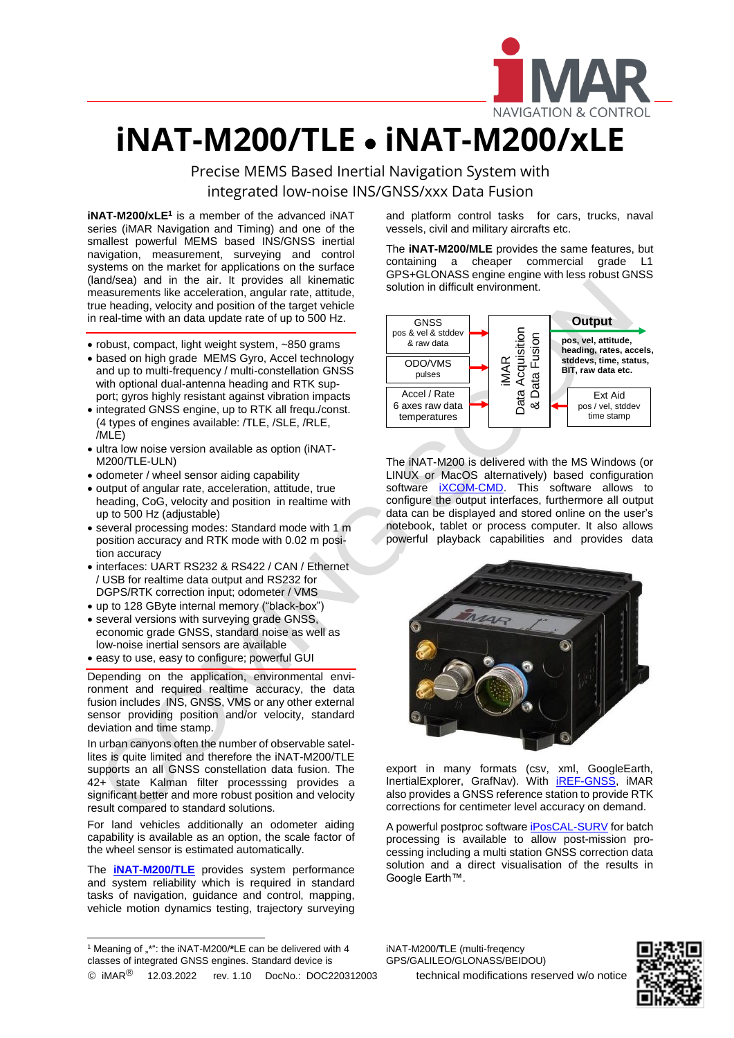# iNAT-M200/TLE • iNAT-M200/xLE

Precise MEMS Based Inertial Navigation System with integrated low-noise INS/GNSS/xxx Data Fusion

**iNAT-M200/xLE**[1] is a member of the advanced iNAT series (iMAR Navigation and Timing) and one of the smallest powerful MEMS based INS/GNSS inertial navigation, measurement, surveying and control systems on the market for applications on the surface (land/sea) and in the air. It provides all kinematic measurements like acceleration, angular rate, attitude, true heading, velocity and position of the target vehicle in real-time with an data update rate of up to 500 Hz.

- robust, compact, light weight system, ~850 grams
- based on high grade MEMS Gyro, Accel technology and up to multi-frequency / multi-constellation GNSS with optional dual-antenna heading and RTK support; gyros highly resistant against vibration impacts
- integrated GNSS engine, up to RTK all frequ./const. (4 types of engines available: /TLE, /SLE, /RLE, /MLE)
- ultra low noise version available as option (iNAT-M200/TLE-ULN)
- odometer / wheel sensor aiding capability
- output of angular rate, acceleration, attitude, true heading, CoG, velocity and position in realtime with up to 500 Hz (adjustable)
- several processing modes: Standard mode with 1 m position accuracy and RTK mode with 0.02 m position accuracy
- interfaces: UART RS232 & RS422 / CAN / Ethernet / USB for realtime data output and RS232 for DGPS/RTK correction input; odometer / VMS
- up to 128 GByte internal memory ("black-box")
- several versions with surveying grade GNSS, economic grade GNSS, standard noise as well as low-noise inertial sensors are available
- easy to use, easy to configure; powerful GUI

Depending on the application, environmental environment and required realtime accuracy, the data fusion includes INS, GNSS, VMS or any other external sensor providing position and/or velocity, standard deviation and time stamp.

In urban canyons often the number of observable satellites is quite limited and therefore the iNAT-M200/TLE supports an all GNSS constellation data fusion. The 42+ state Kalman filter processsing provides a significant better and more robust position and velocity result compared to standard solutions.

For land vehicles additionally an odometer aiding capability is available as an option, the scale factor of the wheel sensor is estimated automatically.

The **iNAT-M200/TLE** provides system performance and system reliability which is required in standard tasks of navigation, guidance and control, mapping, vehicle motion dynamics testing, trajectory surveying and platform control tasks for cars, trucks, naval vessels, civil and military aircrafts etc.

The **iNAT-M200/MLE** provides the same features, but containing a cheaper commercial grade L1 GPS+GLONASS engine engine with less robust GNSS solution in difficult environment.

GNSS: pos & vel & stddev & raw data
ODO/VMS: pulses
Accel / Rate: 6 axes raw data, temperatures
iMAR Data Acquisition & Data Fusion
Output: pos, vel, attitude, heading, rates, accels, stddevs, time, status, BIT, raw data etc.
Ext Aid: pos / vel, stddev, time stamp

The iNAT-M200 is delivered with the MS Windows (or LINUX or MacOS alternatively) based configuration software iXCOM-CMD. This software allows to configure the output interfaces, furthermore all output data can be displayed and stored online on the user's notebook, tablet or process computer. It also allows powerful playback capabilities and provides data export in many formats (csv, xml, GoogleEarth, InertialExplorer, GrafNav). With iREF-GNSS, iMAR also provides a GNSS reference station to provide RTK corrections for centimeter level accuracy on demand.

A powerful postproc software iPosCAL-SURV for batch processing is available to allow post-mission processing including a multi station GNSS correction data solution and a direct visualisation of the results in Google Earth™.

[1] Meaning of „*": the iNAT-M200/*LE can be delivered with 4 classes of integrated GNSS engines. Standard device is iNAT-M200/TLE (multi-freqency GPS/GALILEO/GLONASS/BEIDOU)

© iMAR® 12.03.2022 rev. 1.10 DocNo.: DOC220312003 technical modifications reserved w/o notice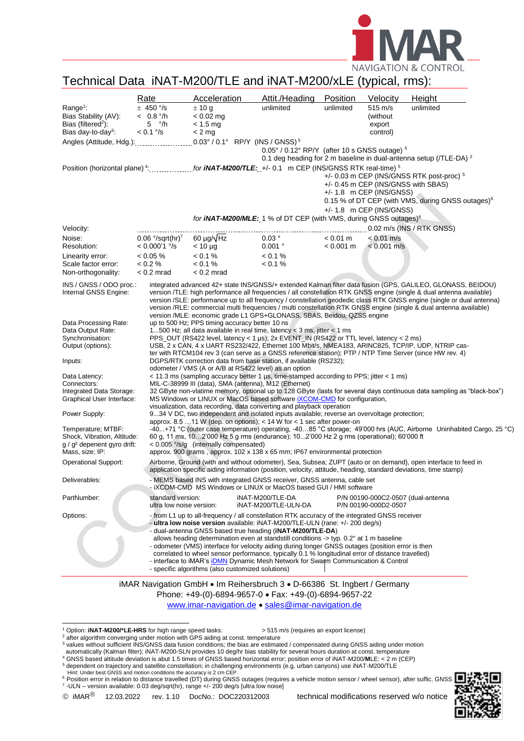# Technical Data iNAT-M200/TLE and iNAT-M200/xLE (typical, rms):

| | Rate | Acceleration | Attit./Heading | Position | Velocity | Height |
|---|---|---|---|---|---|---|
| Range[1]: | ± 450 °/s | ± 10 g | unlimited | unlimited | 515 m/s (without export control) | unlimited |
| Bias Stability (AV): | < 0.8 °/h | < 0.02 mg | | | | |
| Bias (filtered[2]): | 5 °/h | < 1.5 mg | | | | |
| Bias day-to-day[3]: | < 0.1 °/s | < 2 mg | | | | |

Angles (Attitude, Hdg.): 0.03° / 0.1° RP/Y (INS / GNSS)[5]
0.05° / 0.12° RP/Y (after 10 s GNSS outage)[5]
0.1 deg heading for 2 m baseline in dual-antenna setup (/TLE-DA)[2]

Position (horizontal plane)[4]: *for **iNAT-M200/TLE:*** +/- 0.1 m CEP (INS/GNSS RTK real-time)[5]
+/- 0.03 m CEP (INS/GNSS RTK post-proc)[5]
+/- 0.45 m CEP (INS/GNSS with SBAS)
+/- 1.8 m CEP (INS/GNSS)
0.15 % of DT CEP (with VMS, during GNSS outages)[6]
+/- 1.8 m CEP (INS/GNSS)
*for **iNAT-M200/MLE:*** 1 % of DT CEP (with VMS, during GNSS outages)[6]

Velocity: 0.02 m/s (INS / RTK GNSS)

| | Rate | Acceleration | Attit./Heading | Position | Velocity |
|---|---|---|---|---|---|
| Noise: | 0.06 °/sqrt(hr)[7] | 60 µg/√Hz | 0.03 ° | < 0.01 m | < 0.01 m/s |
| Resolution: | < 0.000'1 °/s | < 10 µg | 0.001 ° | < 0.001 m | < 0.001 m/s |
| Linearity error: | < 0.05 % | < 0.1 % | < 0.1 % | | |
| Scale factor error: | < 0.2 % | < 0.1 % | < 0.1 % | | |
| Non-orthogonality: | < 0.2 mrad | < 0.2 mrad | | | |

| | |
|---|---|
| INS / GNSS / ODO proc.: | integrated advanced 42+ state INS/GNSS/+ extended Kalman filter data fusion (GPS, GALILEO, GLONASS, BEIDOU) |
| Internal GNSS Engine: | version /TLE: high performance all frequencies / all constellation RTK GNSS engine (single & dual antenna available)<br>version /SLE: performance up to all frequency / constellation geodetic class RTK GNSS engine (single or dual antenna)<br>version /RLE: commercial multi frequencies / multi constellation RTK GNSS engine (single & dual antenna available)<br>version /MLE: economic grade L1 GPS+GLONASS, SBAS, Beidou, QZSS engine |
| Data Processing Rate: | up to 500 Hz; PPS timing accuracy better 10 ns |
| Data Output Rate: | 1...500 Hz; all data available in real time, latency < 3 ms, jitter < 1 ms |
| Synchronisation: | PPS_OUT (RS422 level, latency < 1 µs); 2x EVENT_IN (RS422 or TTL level, latency < 2 ms) |
| Output (options): | USB, 2 x CAN, 4 x UART RS232/422, Ethernet 100 Mbit/s, NMEA183, ARINC825, TCP/IP, UDP, NTRIP caster with RTCM104 rev 3 (can serve as a GNSS reference station); PTP / NTP Time Server (since HW rev. 4) |
| Inputs: | DGPS/RTK correction data from base station, if available (RS232);<br>odometer / VMS (A or A/B at RS422 level) as an option |
| Data Latency: | < 11.3 ms (sampling accuracy better 1 µs, time-stamped according to PPS; jitter < 1 ms) |
| Connectors: | MIL-C-38999 III (data), SMA (antenna), M12 (Ethernet) |
| Integrated Data Storage: | 32 GByte non-vlatime memory, optional up to 128 GByte (lasts for several days continuous data sampling as "black-box") |
| Graphical User Interface: | MS Windows or LINUX or MacOS based software iXCOM-CMD for configuration,<br>visualization, data recording, data converting and playback operation |
| Power Supply: | 9...34 V DC, two independent and isolated inputs available; reverse an overvoltage protection;<br>approx. 8.5 …11 W (dep. on options); < 14 W for < 1 sec after power-on |
| Temperature; MTBF: | -40...+71 °C (outer case temperature) operating, -40…85 °C storage; 49'000 hrs (AUC, Airborne Uninhabited Cargo, 25 °C) |
| Shock, Vibration, Altitude: | 60 g, 11 ms, 10…2'000 Hz 5 g rms (endurance); 10...2'000 Hz 2 g rms (operational); 60'000 ft |
| g / g² depenent gyro drift: | < 0.005 °/s/g (internally compensated) |
| Mass, size; IP: | approx. 900 grams , approx. 102 x 138 x 65 mm; IP67 environmental protection |
| Operational Support: | Airborne, Ground (with and without odometer), Sea, Subsea; ZUPT (auto or on demand), open interface to feed in application specific aiding information (position, velocity, attitude, heading, standard deviations, time stamp) |
| Deliverables: | - MEMS based INS with integrated GNSS receiver, GNSS antenna, cable set<br>- iXCOM-CMD MS Windows or LINUX or MacOS based GUI / HMI software |
| PartNumber: | standard version: iNAT-M200/TLE-DA P/N 00190-000C2-0507 (dual-antenna<br>ultra low noise version: iNAT-M200/TLE-ULN-DA P/N 00190-000D2-0507 |
| Options: | - from L1 up to all-frequency / all constellation RTK accuracy of the integrated GNSS receiver<br>- **ultra low noise version** available: iNAT-M200/TLE-ULN (rane: +/- 200 deg/s)<br>- dual-antenna GNSS based true heading (**iNAT-M200/TLE-DA**)<br>allows heading determination even at standstill conditions -> typ. 0.2° at 1 m baseline<br>- odometer (VMS) interface for velocity aiding during longer GNSS outages (position error is then correlated to wheel sensor performance, typically 0.1 % longitudinal error of distance travelled)<br>- interface to iMAR's iDMN Dynamic Mesh Network for Swarm Communication & Control<br>- specific algorithms (also customized solutions) |

iMAR Navigation GmbH • Im Reihersbruch 3 • D-66386 St. Ingbert / Germany
Phone: +49-(0)-6894-9657-0 • Fax: +49-(0)-6894-9657-22
www.imar-navigation.de • sales@imar-navigation.de

[1] Option: **iNAT-M200/*LE-HRS** for high range speed tasks: > 515 m/s (requires an export license)
[2] after algorithm converging under motion with GPS aiding at const. temperature
[3] values without sufficient INS/GNSS data fusion conditions; the bias are estimated / compensated during GNSS aiding under motion automatically (Kalman filter); iNAT-M200-SLN provides 10 deg/hr bias stability for several hours duration at const. temperature
[4] GNSS based altitude deviation is abut 1.5 times of GNSS based horizontal error; position error of iNAT-M200/**M**LE: < 2 m (CEP)
[5] dependent on trajectory and satellite constellation; in challenging environments (e.g. urban canyons) use iNAT-M200/TLE
Hint: Under best GNSS and motion conditions the accuracy is 2 cm CEP.
[6] Position error in relation to distance travelled (DT) during GNSS outages (requires a vehicle motion sensor / wheel sensor), after suffic. GNSS
[7] -ULN – version available: 0.03 deg/sqrt(hr), range +/- 200 deg/s [ultra low noise]

© iMAR® 12.03.2022 rev. 1.10 DocNo.: DOC220312003 technical modifications reserved w/o notice